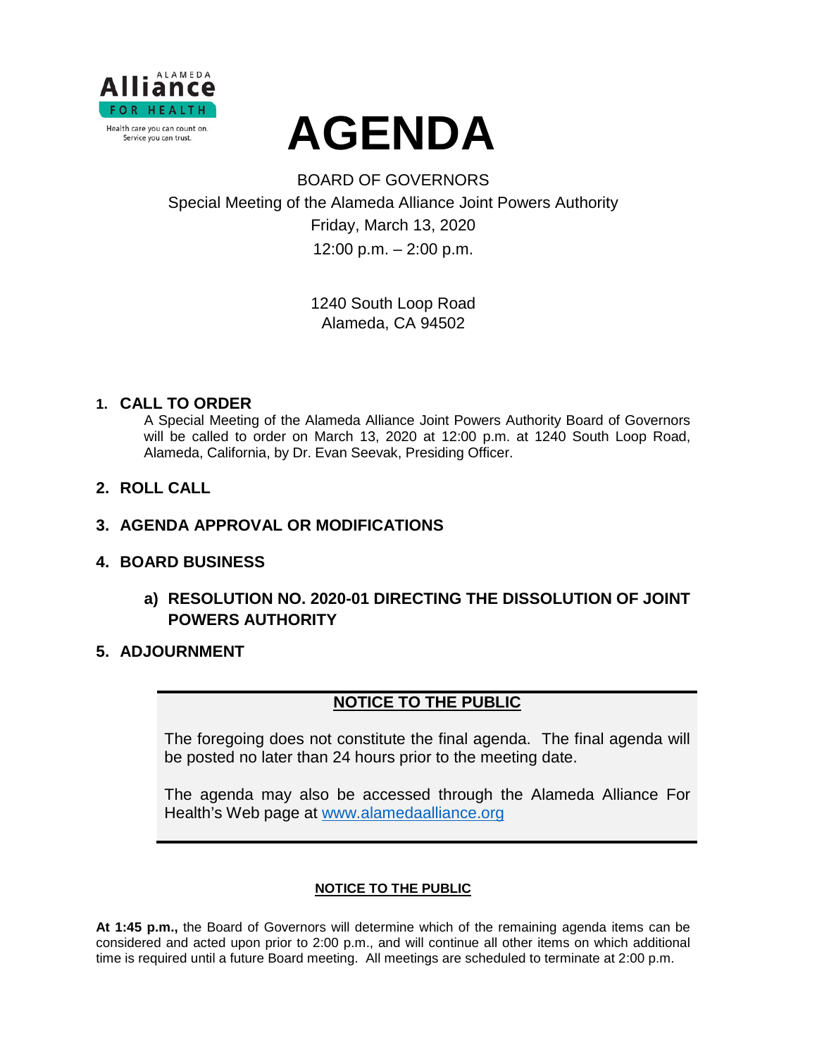ALAMEDA Alliance FOR HEALTH

Health care you can count on.
Service you can trust.

# AGENDA

BOARD OF GOVERNORS
Special Meeting of the Alameda Alliance Joint Powers Authority
Friday, March 13, 2020
12:00 p.m. – 2:00 p.m.

1240 South Loop Road
Alameda, CA 94502

## 1. CALL TO ORDER

A Special Meeting of the Alameda Alliance Joint Powers Authority Board of Governors will be called to order on March 13, 2020 at 12:00 p.m. at 1240 South Loop Road, Alameda, California, by Dr. Evan Seevak, Presiding Officer.

## 2. ROLL CALL

## 3. AGENDA APPROVAL OR MODIFICATIONS

## 4. BOARD BUSINESS

### a) RESOLUTION NO. 2020-01 DIRECTING THE DISSOLUTION OF JOINT POWERS AUTHORITY

## 5. ADJOURNMENT

**NOTICE TO THE PUBLIC**

The foregoing does not constitute the final agenda. The final agenda will be posted no later than 24 hours prior to the meeting date.

The agenda may also be accessed through the Alameda Alliance For Health's Web page at www.alamedaalliance.org

**NOTICE TO THE PUBLIC**

**At 1:45 p.m.,** the Board of Governors will determine which of the remaining agenda items can be considered and acted upon prior to 2:00 p.m., and will continue all other items on which additional time is required until a future Board meeting. All meetings are scheduled to terminate at 2:00 p.m.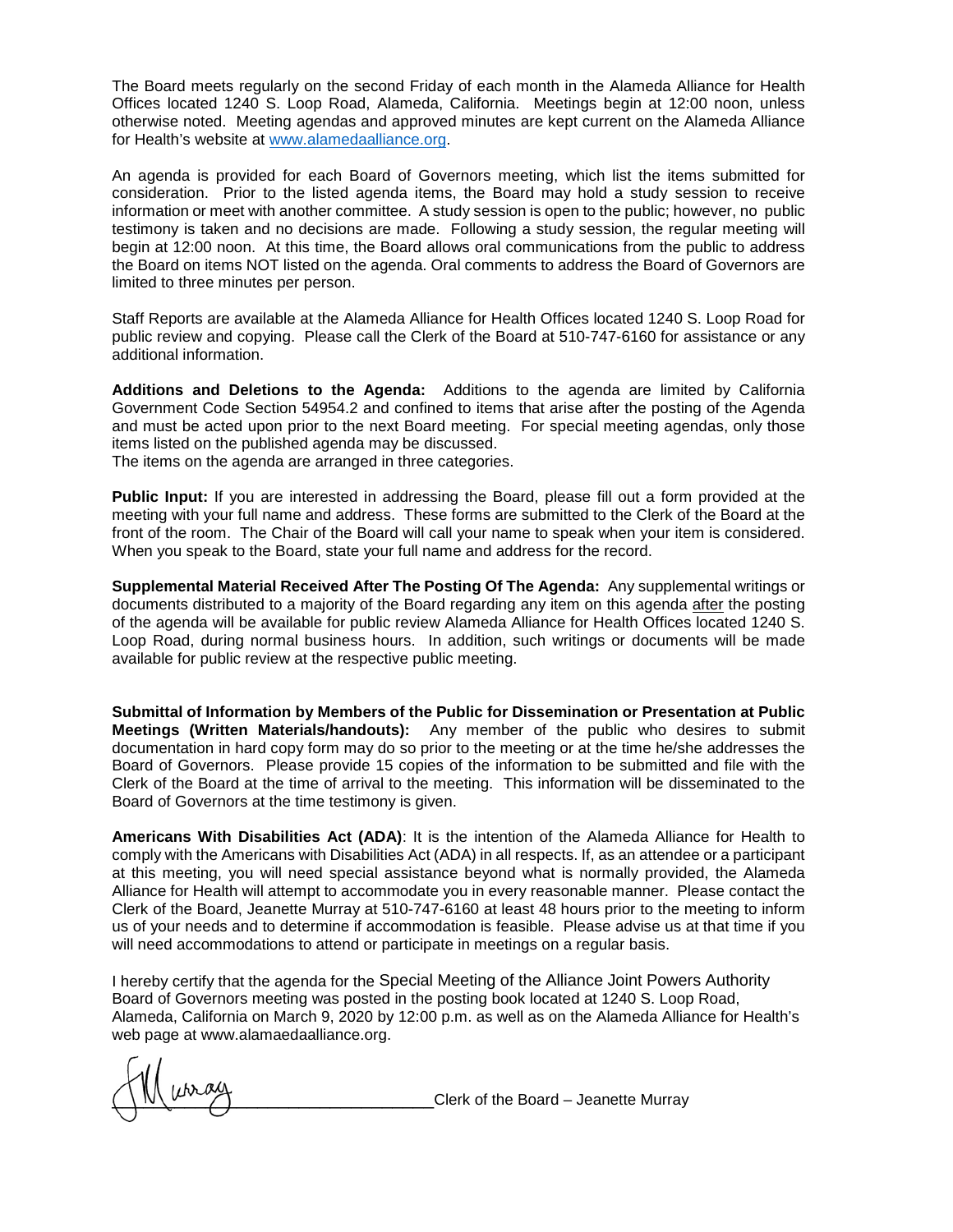The Board meets regularly on the second Friday of each month in the Alameda Alliance for Health Offices located 1240 S. Loop Road, Alameda, California. Meetings begin at 12:00 noon, unless otherwise noted. Meeting agendas and approved minutes are kept current on the Alameda Alliance for Health's website at www.alamedaalliance.org.

An agenda is provided for each Board of Governors meeting, which list the items submitted for consideration. Prior to the listed agenda items, the Board may hold a study session to receive information or meet with another committee. A study session is open to the public; however, no public testimony is taken and no decisions are made. Following a study session, the regular meeting will begin at 12:00 noon. At this time, the Board allows oral communications from the public to address the Board on items NOT listed on the agenda. Oral comments to address the Board of Governors are limited to three minutes per person.

Staff Reports are available at the Alameda Alliance for Health Offices located 1240 S. Loop Road for public review and copying. Please call the Clerk of the Board at 510-747-6160 for assistance or any additional information.

**Additions and Deletions to the Agenda:** Additions to the agenda are limited by California Government Code Section 54954.2 and confined to items that arise after the posting of the Agenda and must be acted upon prior to the next Board meeting. For special meeting agendas, only those items listed on the published agenda may be discussed.
The items on the agenda are arranged in three categories.

**Public Input:** If you are interested in addressing the Board, please fill out a form provided at the meeting with your full name and address. These forms are submitted to the Clerk of the Board at the front of the room. The Chair of the Board will call your name to speak when your item is considered. When you speak to the Board, state your full name and address for the record.

**Supplemental Material Received After The Posting Of The Agenda:** Any supplemental writings or documents distributed to a majority of the Board regarding any item on this agenda after the posting of the agenda will be available for public review Alameda Alliance for Health Offices located 1240 S. Loop Road, during normal business hours. In addition, such writings or documents will be made available for public review at the respective public meeting.

**Submittal of Information by Members of the Public for Dissemination or Presentation at Public Meetings (Written Materials/handouts):** Any member of the public who desires to submit documentation in hard copy form may do so prior to the meeting or at the time he/she addresses the Board of Governors. Please provide 15 copies of the information to be submitted and file with the Clerk of the Board at the time of arrival to the meeting. This information will be disseminated to the Board of Governors at the time testimony is given.

**Americans With Disabilities Act (ADA)**: It is the intention of the Alameda Alliance for Health to comply with the Americans with Disabilities Act (ADA) in all respects. If, as an attendee or a participant at this meeting, you will need special assistance beyond what is normally provided, the Alameda Alliance for Health will attempt to accommodate you in every reasonable manner. Please contact the Clerk of the Board, Jeanette Murray at 510-747-6160 at least 48 hours prior to the meeting to inform us of your needs and to determine if accommodation is feasible. Please advise us at that time if you will need accommodations to attend or participate in meetings on a regular basis.

I hereby certify that the agenda for the Special Meeting of the Alliance Joint Powers Authority Board of Governors meeting was posted in the posting book located at 1240 S. Loop Road, Alameda, California on March 9, 2020 by 12:00 p.m. as well as on the Alameda Alliance for Health's web page at www.alamaedaalliance.org.

JMurray ________________________ Clerk of the Board – Jeanette Murray